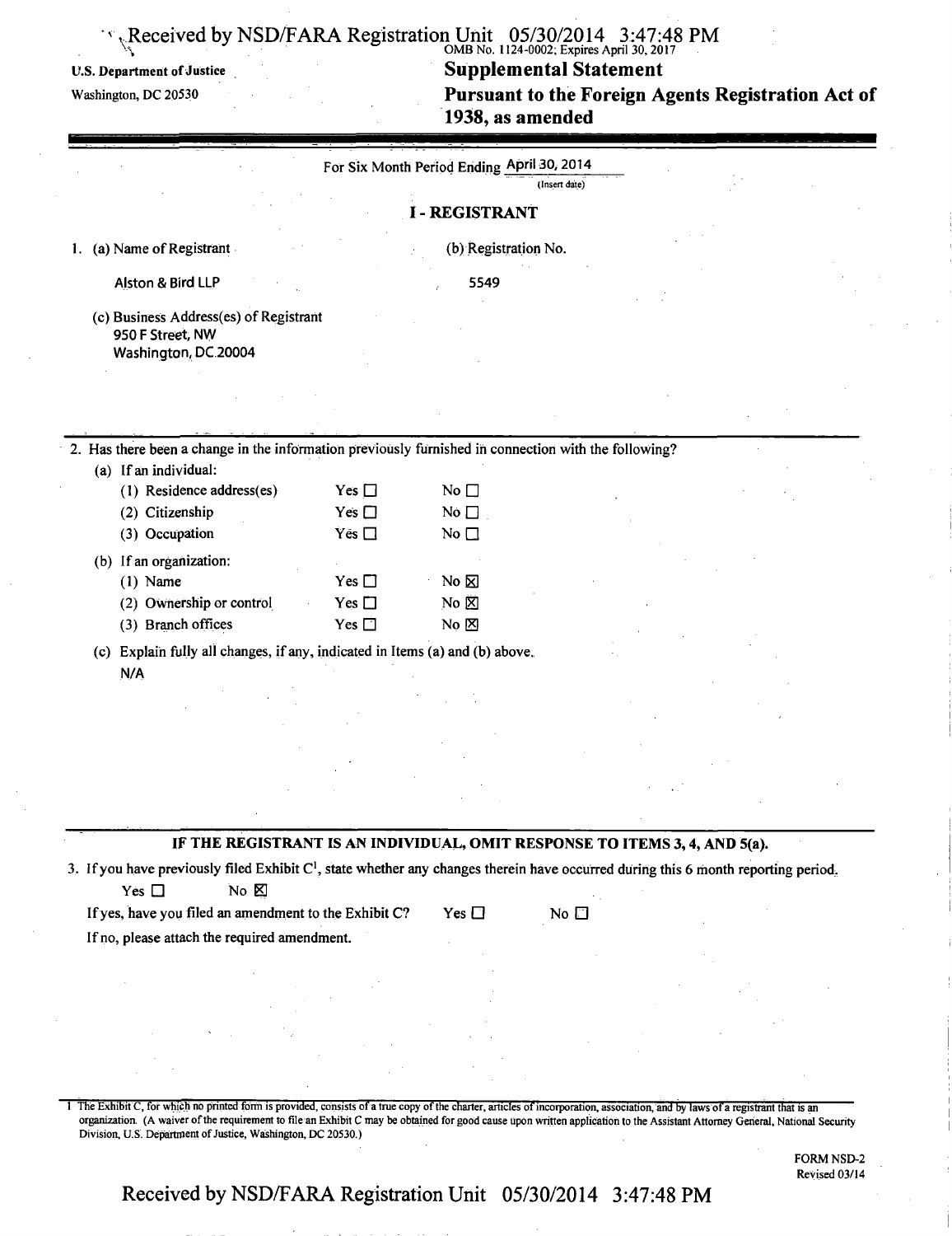U.S. Department of Justice

Washington, DC 20530

OMB No. 1124-0002; Expires April 30, 2017

# Supplemental Statement

# Pursuant to the Foreign Agents Registration Act of 1938, as amended

For Six Month Period Ending April 30, 2014
(Insert date)

## I - REGISTRANT

1. (a) Name of Registrant

   Alston & Bird LLP

   (b) Registration No.

   5549

   (c) Business Address(es) of Registrant
   950 F Street, NW
   Washington, DC 20004

2. Has there been a change in the information previously furnished in connection with the following?

   (a) If an individual:

   | | | |
   |---|---|---|
   | (1) Residence address(es) | Yes ☐ | No ☐ |
   | (2) Citizenship | Yes ☐ | No ☐ |
   | (3) Occupation | Yes ☐ | No ☐ |

   (b) If an organization:

   | | | |
   |---|---|---|
   | (1) Name | Yes ☐ | No ☒ |
   | (2) Ownership or control | Yes ☐ | No ☒ |
   | (3) Branch offices | Yes ☐ | No ☒ |

   (c) Explain fully all changes, if any, indicated in Items (a) and (b) above.

   N/A

**IF THE REGISTRANT IS AN INDIVIDUAL, OMIT RESPONSE TO ITEMS 3, 4, AND 5(a).**

3. If you have previously filed Exhibit C[1], state whether any changes therein have occurred during this 6 month reporting period.

   Yes ☐ No ☒

   If yes, have you filed an amendment to the Exhibit C? Yes ☐ No ☐

   If no, please attach the required amendment.

1 The Exhibit C, for which no printed form is provided, consists of a true copy of the charter, articles of incorporation, association, and by laws of a registrant that is an organization. (A waiver of the requirement to file an Exhibit C may be obtained for good cause upon written application to the Assistant Attorney General, National Security Division, U.S. Department of Justice, Washington, DC 20530.)

FORM NSD-2
Revised 03/14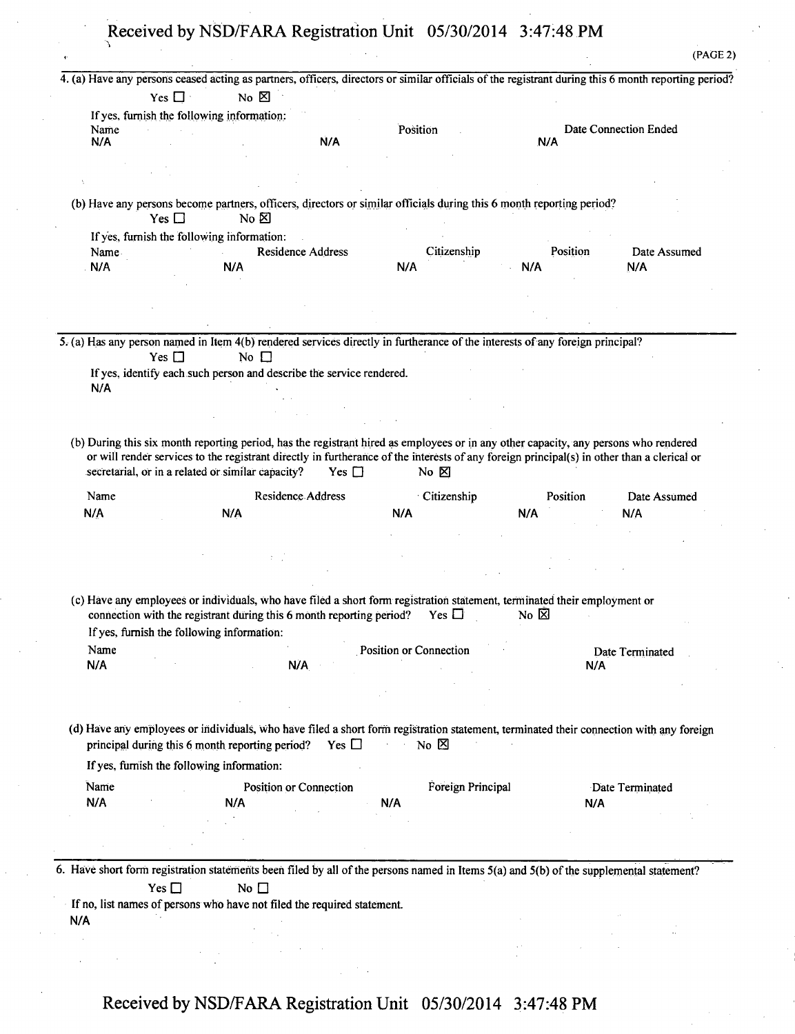(PAGE 2)

4. (a) Have any persons ceased acting as partners, officers, directors or similar officials of the registrant during this 6 month reporting period?

Yes ☐ No ☒

If yes, furnish the following information:

| Name | Position | Date Connection Ended |
| --- | --- | --- |
| N/A | N/A | N/A |

(b) Have any persons become partners, officers, directors or similar officials during this 6 month reporting period?

Yes ☐ No ☒

If yes, furnish the following information:

| Name | Residence Address | Citizenship | Position | Date Assumed |
| --- | --- | --- | --- | --- |
| N/A | N/A | N/A | N/A | N/A |

5. (a) Has any person named in Item 4(b) rendered services directly in furtherance of the interests of any foreign principal?

Yes ☐ No ☐

If yes, identify each such person and describe the service rendered.

N/A

(b) During this six month reporting period, has the registrant hired as employees or in any other capacity, any persons who rendered or will render services to the registrant directly in furtherance of the interests of any foreign principal(s) in other than a clerical or secretarial, or in a related or similar capacity? Yes ☐ No ☒

| Name | Residence Address | Citizenship | Position | Date Assumed |
| --- | --- | --- | --- | --- |
| N/A | N/A | N/A | N/A | N/A |

(c) Have any employees or individuals, who have filed a short form registration statement, terminated their employment or connection with the registrant during this 6 month reporting period? Yes ☐ No ☒

If yes, furnish the following information:

| Name | Position or Connection | Date Terminated |
| --- | --- | --- |
| N/A | N/A | N/A |

(d) Have any employees or individuals, who have filed a short form registration statement, terminated their connection with any foreign principal during this 6 month reporting period? Yes ☐ No ☒

If yes, furnish the following information:

| Name | Position or Connection | Foreign Principal | Date Terminated |
| --- | --- | --- | --- |
| N/A | N/A | N/A | N/A |

6. Have short form registration statements been filed by all of the persons named in Items 5(a) and 5(b) of the supplemental statement?

Yes ☐ No ☐

If no, list names of persons who have not filed the required statement.

N/A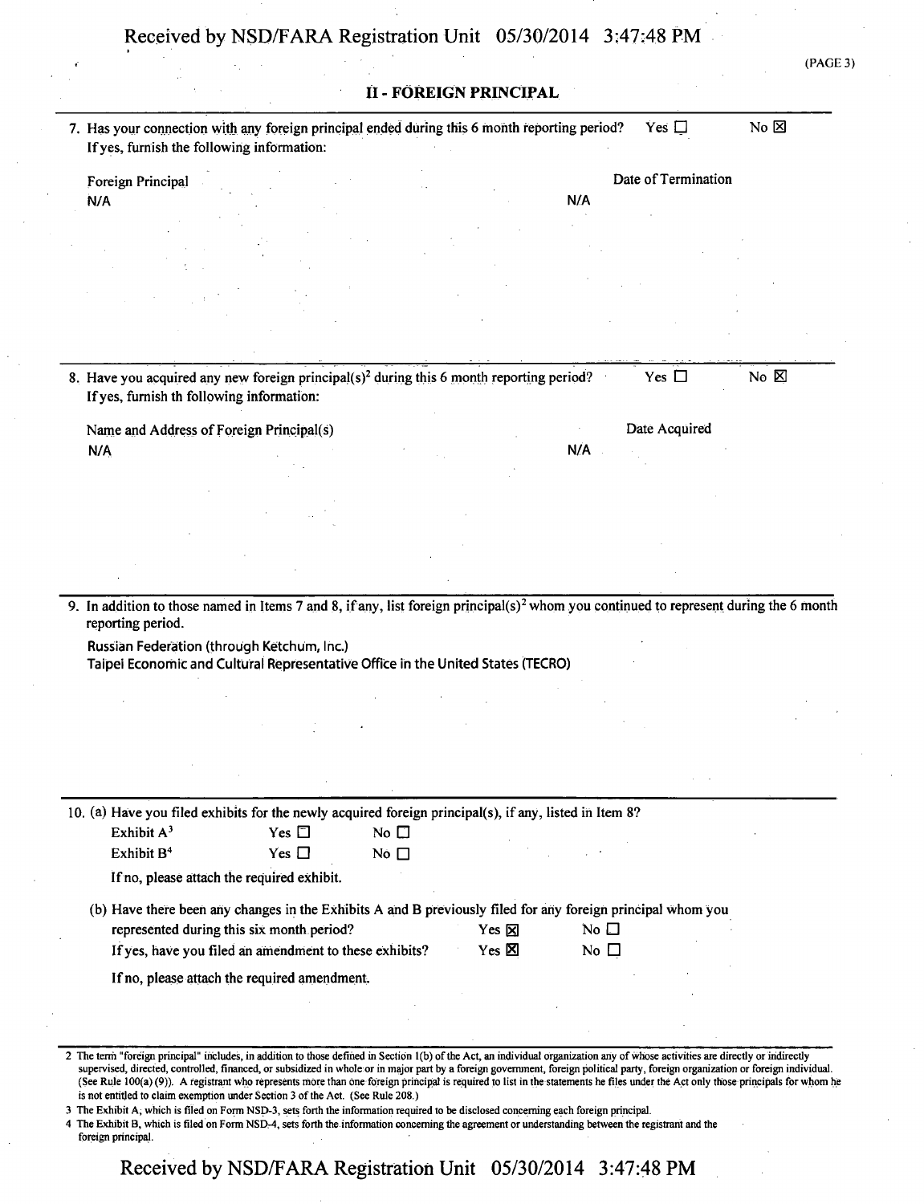## II - FOREIGN PRINCIPAL

7. Has your connection with any foreign principal ended during this 6 month reporting period? Yes ☐ No ☒
   If yes, furnish the following information:

| Foreign Principal | Date of Termination |
|---|---|
| N/A | N/A |

8. Have you acquired any new foreign principal(s)[2] during this 6 month reporting period? Yes ☐ No ☒
   If yes, furnish th following information:

| Name and Address of Foreign Principal(s) | Date Acquired |
|---|---|
| N/A | N/A |

9. In addition to those named in Items 7 and 8, if any, list foreign principal(s)[2] whom you continued to represent during the 6 month reporting period.

   Russian Federation (through Ketchum, Inc.)
   Taipei Economic and Cultural Representative Office in the United States (TECRO)

10. (a) Have you filed exhibits for the newly acquired foreign principal(s), if any, listed in Item 8?

   Exhibit A[3] Yes ☐ No ☐
   Exhibit B[4] Yes ☐ No ☐

   If no, please attach the required exhibit.

   (b) Have there been any changes in the Exhibits A and B previously filed for any foreign principal whom you represented during this six month period? Yes ☒ No ☐

   If yes, have you filed an amendment to these exhibits? Yes ☒ No ☐

   If no, please attach the required amendment.

---

2 The term "foreign principal" includes, in addition to those defined in Section 1(b) of the Act, an individual organization any of whose activities are directly or indirectly supervised, directed, controlled, financed, or subsidized in whole or in major part by a foreign government, foreign political party, foreign organization or foreign individual. (See Rule 100(a) (9)). A registrant who represents more than one foreign principal is required to list in the statements he files under the Act only those principals for whom he is not entitled to claim exemption under Section 3 of the Act. (See Rule 208.)

3 The Exhibit A, which is filed on Form NSD-3, sets forth the information required to be disclosed concerning each foreign principal.

4 The Exhibit B, which is filed on Form NSD-4, sets forth the information concerning the agreement or understanding between the registrant and the foreign principal.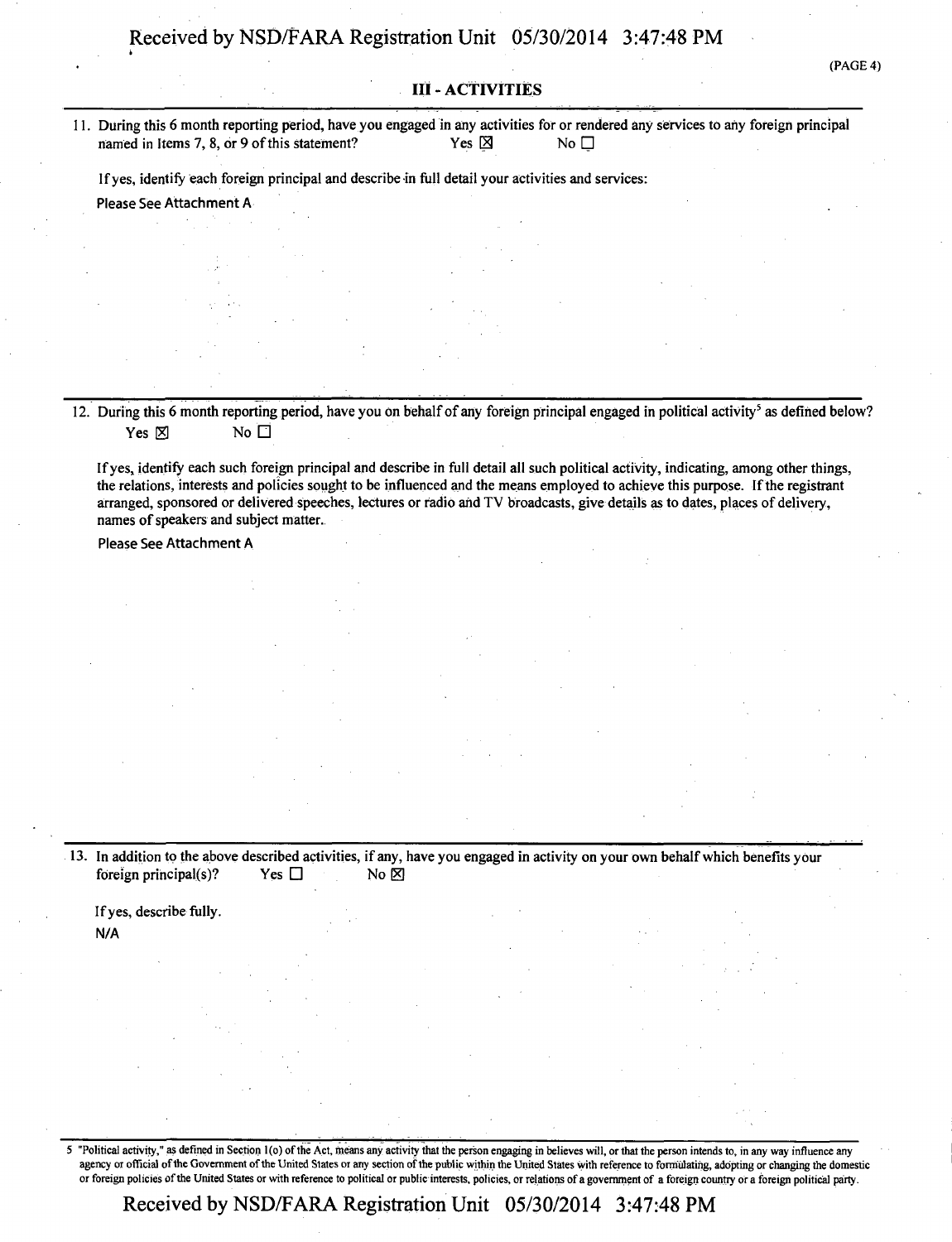## III - ACTIVITIES

11. During this 6 month reporting period, have you engaged in any activities for or rendered any services to any foreign principal named in Items 7, 8, or 9 of this statement? Yes ☒ No ☐

    If yes, identify each foreign principal and describe in full detail your activities and services:

    Please See Attachment A

12. During this 6 month reporting period, have you on behalf of any foreign principal engaged in political activity[5] as defined below? Yes ☒ No ☐

    If yes, identify each such foreign principal and describe in full detail all such political activity, indicating, among other things, the relations, interests and policies sought to be influenced and the means employed to achieve this purpose. If the registrant arranged, sponsored or delivered speeches, lectures or radio and TV broadcasts, give details as to dates, places of delivery, names of speakers and subject matter.

    Please See Attachment A

13. In addition to the above described activities, if any, have you engaged in activity on your own behalf which benefits your foreign principal(s)? Yes ☐ No ☒

    If yes, describe fully.

    N/A

[5] "Political activity," as defined in Section 1(o) of the Act, means any activity that the person engaging in believes will, or that the person intends to, in any way influence any agency or official of the Government of the United States or any section of the public within the United States with reference to formulating, adopting or changing the domestic or foreign policies of the United States or with reference to political or public interests, policies, or relations of a government of a foreign country or a foreign political party.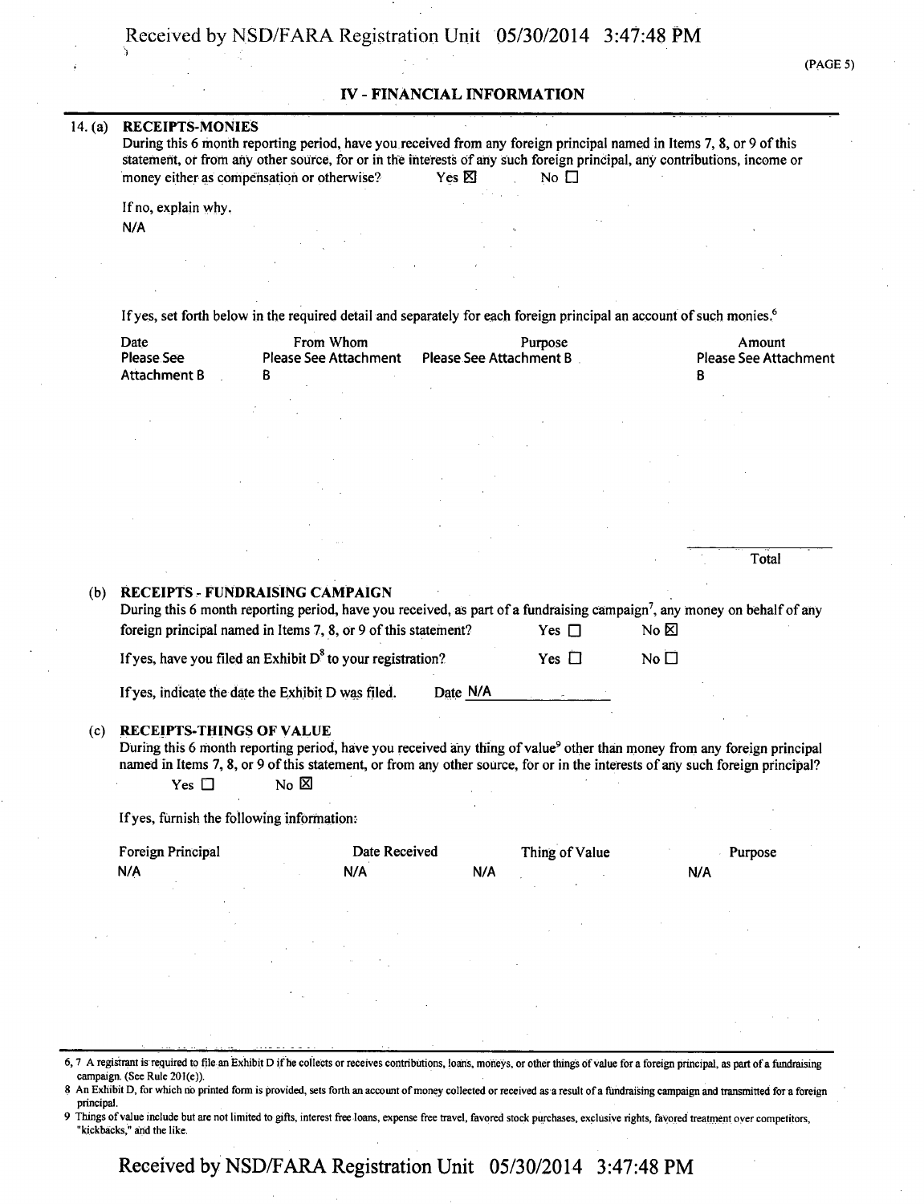## IV - FINANCIAL INFORMATION

14. (a) **RECEIPTS-MONIES**

During this 6 month reporting period, have you received from any foreign principal named in Items 7, 8, or 9 of this statement, or from any other source, for or in the interests of any such foreign principal, any contributions, income or money either as compensation or otherwise? Yes ☒ No ☐

If no, explain why.

N/A

If yes, set forth below in the required detail and separately for each foreign principal an account of such monies.[6]

| Date | From Whom | Purpose | Amount |
|---|---|---|---|
| Please See Attachment B | Please See Attachment B | Please See Attachment B | Please See Attachment B |
| | | | Total |

(b) **RECEIPTS - FUNDRAISING CAMPAIGN**

During this 6 month reporting period, have you received, as part of a fundraising campaign[7], any money on behalf of any foreign principal named in Items 7, 8, or 9 of this statement? Yes ☐ No ☒

If yes, have you filed an Exhibit D[8] to your registration? Yes ☐ No ☐

If yes, indicate the date the Exhibit D was filed. Date N/A

(c) **RECEIPTS-THINGS OF VALUE**

During this 6 month reporting period, have you received any thing of value[9] other than money from any foreign principal named in Items 7, 8, or 9 of this statement, or from any other source, for or in the interests of any such foreign principal?

Yes ☐ No ☒

If yes, furnish the following information:

| Foreign Principal | Date Received | Thing of Value | Purpose |
|---|---|---|---|
| N/A | N/A | N/A | N/A |

---

6, 7 A registrant is required to file an Exhibit D if he collects or receives contributions, loans, moneys, or other things of value for a foreign principal, as part of a fundraising campaign. (See Rule 201(e)).

8 An Exhibit D, for which no printed form is provided, sets forth an account of money collected or received as a result of a fundraising campaign and transmitted for a foreign principal.

9 Things of value include but are not limited to gifts, interest free loans, expense free travel, favored stock purchases, exclusive rights, favored treatment over competitors, "kickbacks," and the like.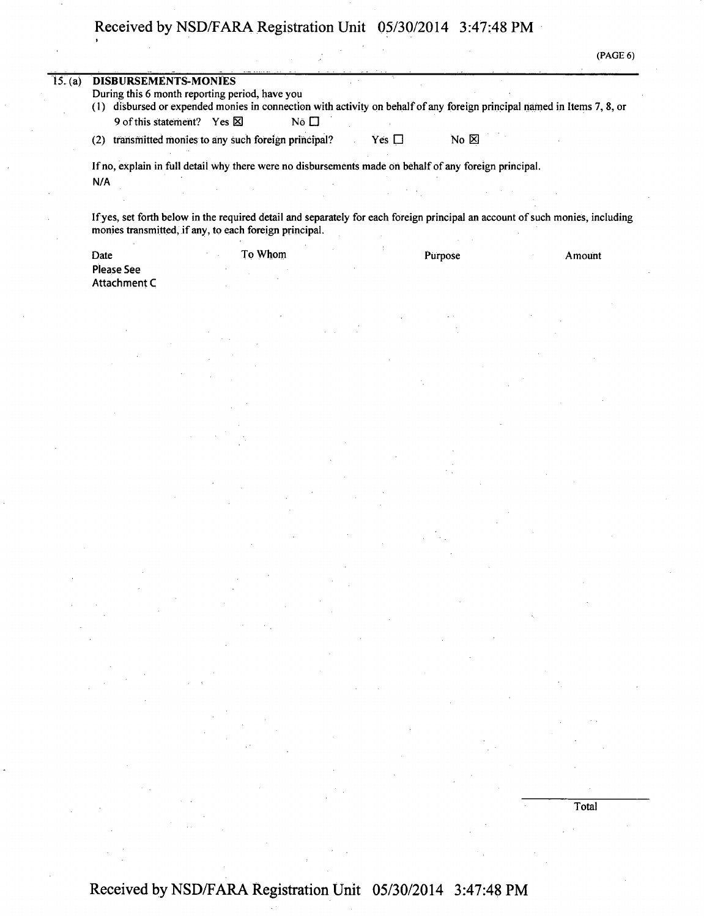(PAGE 6)

15. (a) **DISBURSEMENTS-MONIES**

During this 6 month reporting period, have you

(1) disbursed or expended monies in connection with activity on behalf of any foreign principal named in Items 7, 8, or 9 of this statement? Yes ☒ No ☐

(2) transmitted monies to any such foreign principal? Yes ☐ No ☒

If no, explain in full detail why there were no disbursements made on behalf of any foreign principal.

N/A

If yes, set forth below in the required detail and separately for each foreign principal an account of such monies, including monies transmitted, if any, to each foreign principal.

| Date | To Whom | Purpose | Amount |
|---|---|---|---|
| Please See Attachment C | | | |

Total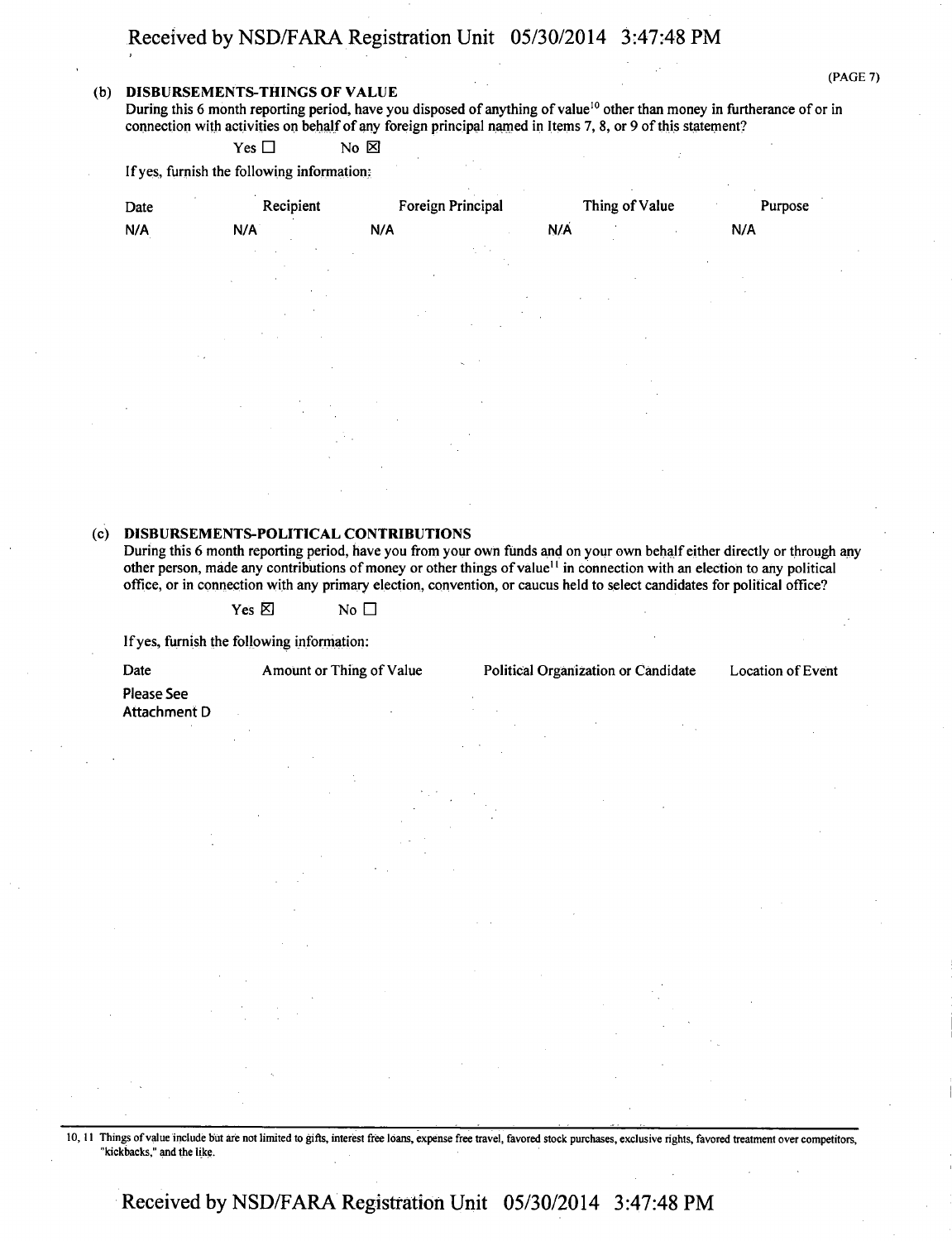(PAGE 7)

**(b) DISBURSEMENTS-THINGS OF VALUE**

During this 6 month reporting period, have you disposed of anything of value[10] other than money in furtherance of or in connection with activities on behalf of any foreign principal named in Items 7, 8, or 9 of this statement?

Yes ☐ No ☒

If yes, furnish the following information:

| Date | Recipient | Foreign Principal | Thing of Value | Purpose |
|---|---|---|---|---|
| N/A | N/A | N/A | N/A | N/A |

**(c) DISBURSEMENTS-POLITICAL CONTRIBUTIONS**

During this 6 month reporting period, have you from your own funds and on your own behalf either directly or through any other person, made any contributions of money or other things of value[11] in connection with an election to any political office, or in connection with any primary election, convention, or caucus held to select candidates for political office?

Yes ☒ No ☐

If yes, furnish the following information:

| Date | Amount or Thing of Value | Political Organization or Candidate | Location of Event |
|---|---|---|---|
| Please See Attachment D | | | |

10, 11 Things of value include but are not limited to gifts, interest free loans, expense free travel, favored stock purchases, exclusive rights, favored treatment over competitors, "kickbacks," and the like.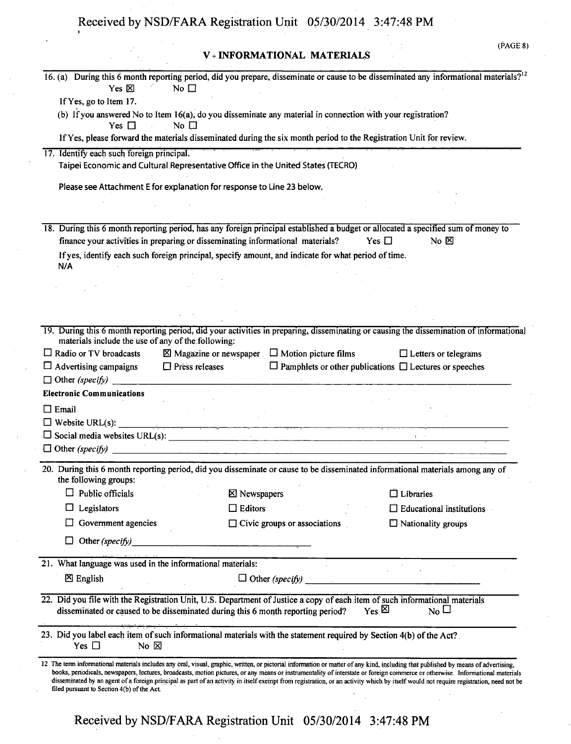## V - INFORMATIONAL MATERIALS

16. (a) During this 6 month reporting period, did you prepare, disseminate or cause to be disseminated any informational materials?[12]
    Yes ☒ No ☐

    If Yes, go to Item 17.

    (b) If you answered No to Item 16(a), do you disseminate any material in connection with your registration?
    Yes ☐ No ☐

    If Yes, please forward the materials disseminated during the six month period to the Registration Unit for review.

17. Identify each such foreign principal.

    Taipei Economic and Cultural Representative Office in the United States (TECRO)

    Please see Attachment E for explanation for response to Line 23 below.

18. During this 6 month reporting period, has any foreign principal established a budget or allocated a specified sum of money to finance your activities in preparing or disseminating informational materials? Yes ☐ No ☒

    If yes, identify each such foreign principal, specify amount, and indicate for what period of time.

    N/A

19. During this 6 month reporting period, did your activities in preparing, disseminating or causing the dissemination of informational materials include the use of any of the following:

    ☐ Radio or TV broadcasts ☒ Magazine or newspaper ☐ Motion picture films ☐ Letters or telegrams
    ☐ Advertising campaigns ☐ Press releases ☐ Pamphlets or other publications ☐ Lectures or speeches
    ☐ Other *(specify)* ______

    **Electronic Communications**

    ☐ Email
    ☐ Website URL(s): ______
    ☐ Social media websites URL(s): ______
    ☐ Other *(specify)* ______

20. During this 6 month reporting period, did you disseminate or cause to be disseminated informational materials among any of the following groups:

    ☐ Public officials ☒ Newspapers ☐ Libraries
    ☐ Legislators ☐ Editors ☐ Educational institutions
    ☐ Government agencies ☐ Civic groups or associations ☐ Nationality groups
    ☐ Other *(specify)* ______

21. What language was used in the informational materials:

    ☒ English ☐ Other *(specify)* ______

22. Did you file with the Registration Unit, U.S. Department of Justice a copy of each item of such informational materials disseminated or caused to be disseminated during this 6 month reporting period? Yes ☒ No ☐

23. Did you label each item of such informational materials with the statement required by Section 4(b) of the Act?
    Yes ☐ No ☒

12 The term informational materials includes any oral, visual, graphic, written, or pictorial information or matter of any kind, including that published by means of advertising, books, periodicals, newspapers, lectures, broadcasts, motion pictures, or any means or instrumentality of interstate or foreign commerce or otherwise. Informational materials disseminated by an agent of a foreign principal as part of an activity in itself exempt from registration, or an activity which by itself would not require registration, need not be filed pursuant to Section 4(b) of the Act.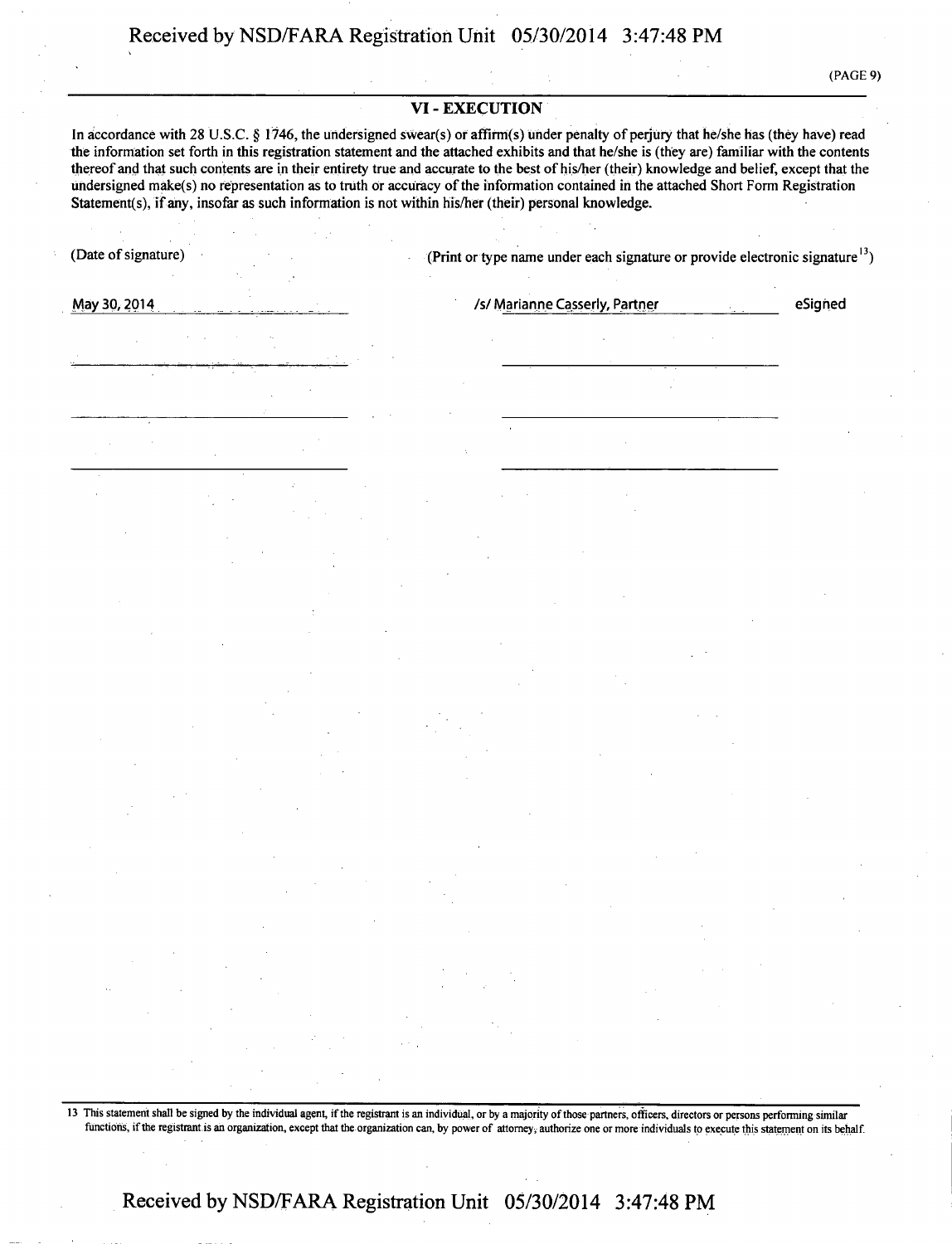## VI - EXECUTION

In accordance with 28 U.S.C. § 1746, the undersigned swear(s) or affirm(s) under penalty of perjury that he/she has (they have) read the information set forth in this registration statement and the attached exhibits and that he/she is (they are) familiar with the contents thereof and that such contents are in their entirety true and accurate to the best of his/her (their) knowledge and belief, except that the undersigned make(s) no representation as to truth or accuracy of the information contained in the attached Short Form Registration Statement(s), if any, insofar as such information is not within his/her (their) personal knowledge.

| (Date of signature) | (Print or type name under each signature or provide electronic signature[13]) | |
|---|---|---|
| May 30, 2014 | /s/ Marianne Casserly, Partner | eSigned |
| | | |
| | | |
| | | |

13 This statement shall be signed by the individual agent, if the registrant is an individual, or by a majority of those partners, officers, directors or persons performing similar functions, if the registrant is an organization, except that the organization can, by power of attorney, authorize one or more individuals to execute this statement on its behalf.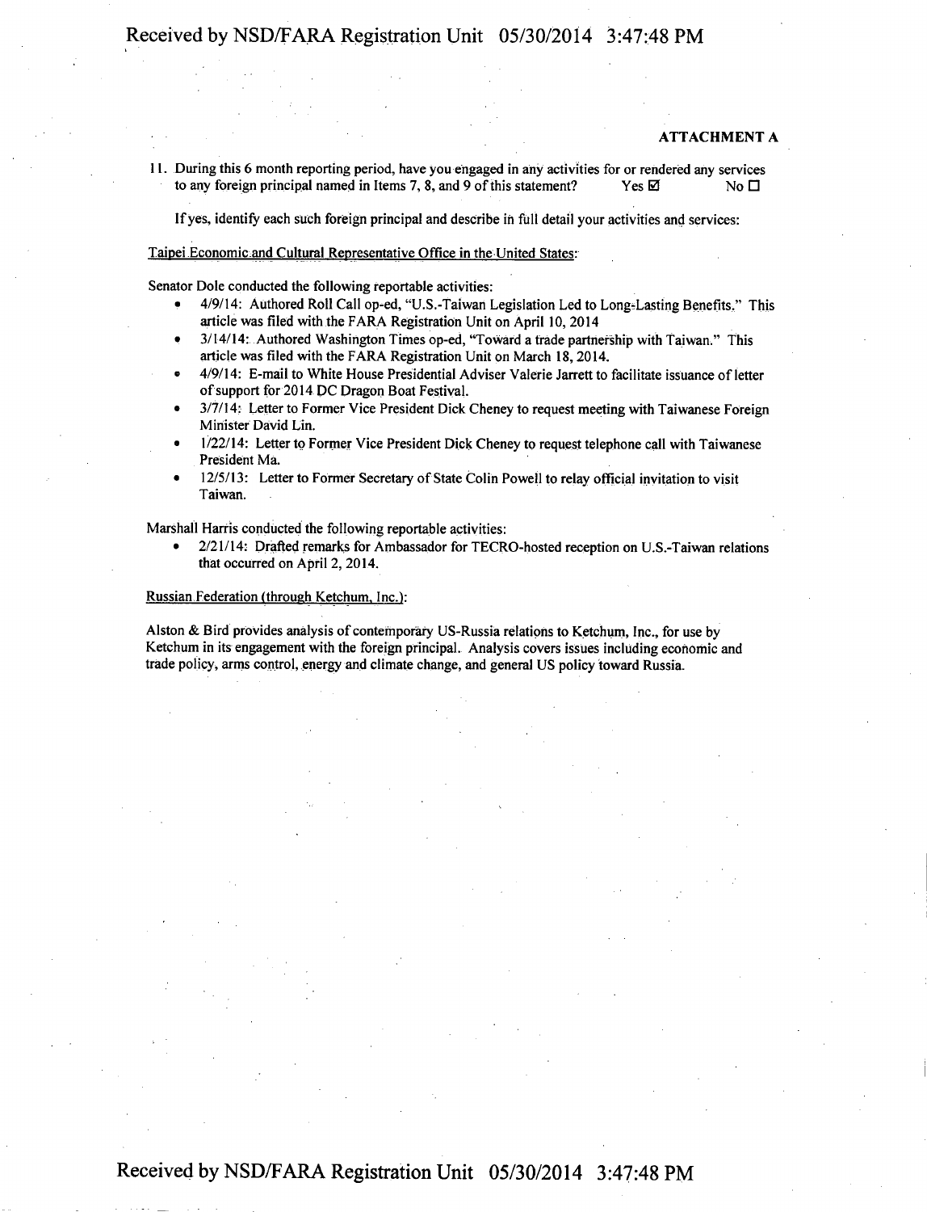**ATTACHMENT A**

11. During this 6 month reporting period, have you engaged in any activities for or rendered any services to any foreign principal named in Items 7, 8, and 9 of this statement? Yes ☑ No ☐

If yes, identify each such foreign principal and describe in full detail your activities and services:

Taipei Economic and Cultural Representative Office in the United States:

Senator Dole conducted the following reportable activities:

- 4/9/14: Authored Roll Call op-ed, "U.S.-Taiwan Legislation Led to Long-Lasting Benefits." This article was filed with the FARA Registration Unit on April 10, 2014
- 3/14/14: Authored Washington Times op-ed, "Toward a trade partnership with Taiwan." This article was filed with the FARA Registration Unit on March 18, 2014.
- 4/9/14: E-mail to White House Presidential Adviser Valerie Jarrett to facilitate issuance of letter of support for 2014 DC Dragon Boat Festival.
- 3/7/14: Letter to Former Vice President Dick Cheney to request meeting with Taiwanese Foreign Minister David Lin.
- 1/22/14: Letter to Former Vice President Dick Cheney to request telephone call with Taiwanese President Ma.
- 12/5/13: Letter to Former Secretary of State Colin Powell to relay official invitation to visit Taiwan.

Marshall Harris conducted the following reportable activities:

- 2/21/14: Drafted remarks for Ambassador for TECRO-hosted reception on U.S.-Taiwan relations that occurred on April 2, 2014.

Russian Federation (through Ketchum, Inc.):

Alston & Bird provides analysis of contemporary US-Russia relations to Ketchum, Inc., for use by Ketchum in its engagement with the foreign principal. Analysis covers issues including economic and trade policy, arms control, energy and climate change, and general US policy toward Russia.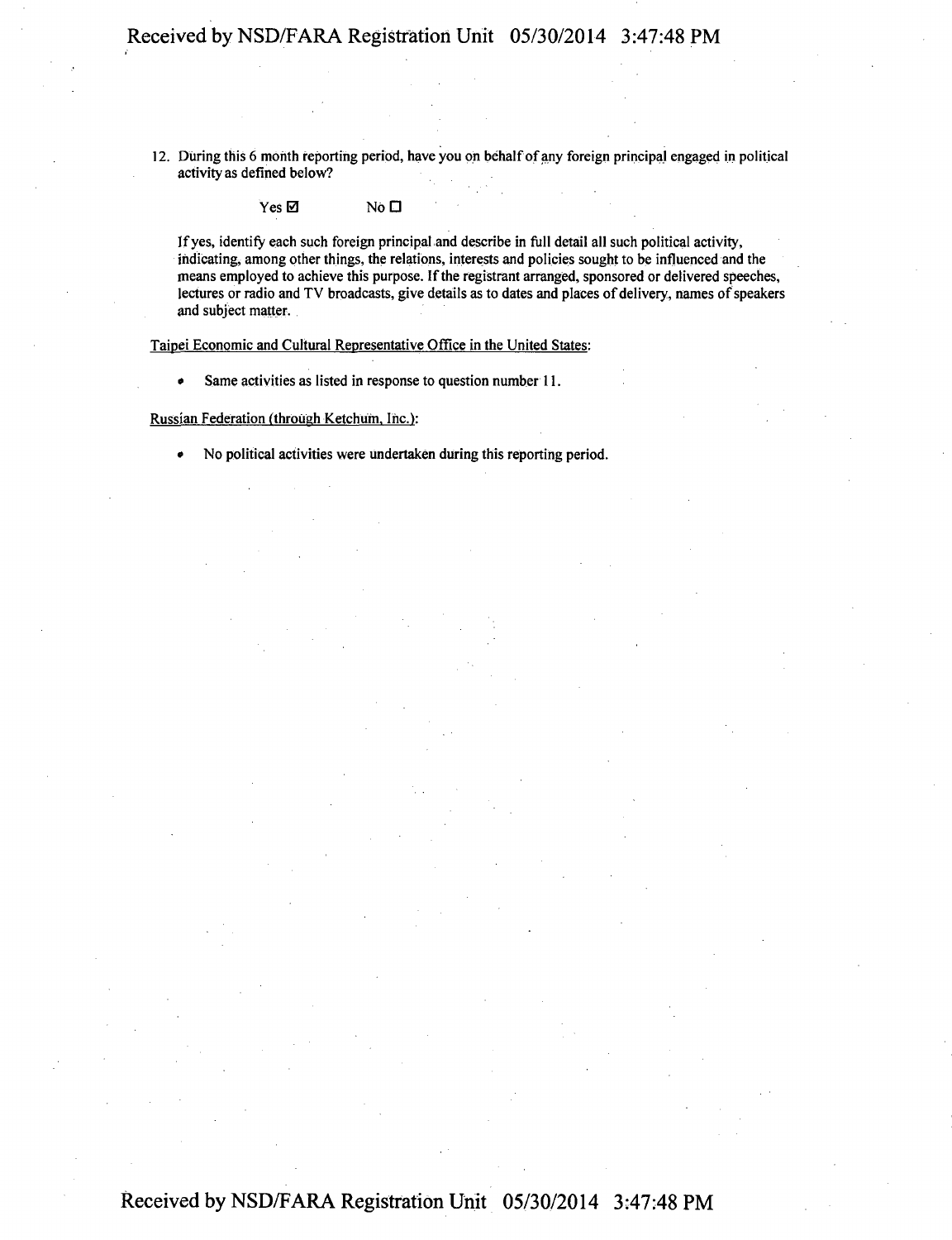12. During this 6 month reporting period, have you on behalf of any foreign principal engaged in political activity as defined below?

Yes ☑ No ☐

If yes, identify each such foreign principal and describe in full detail all such political activity, indicating, among other things, the relations, interests and policies sought to be influenced and the means employed to achieve this purpose. If the registrant arranged, sponsored or delivered speeches, lectures or radio and TV broadcasts, give details as to dates and places of delivery, names of speakers and subject matter.

Taipei Economic and Cultural Representative Office in the United States:

- Same activities as listed in response to question number 11.

Russian Federation (through Ketchum, Inc.):

- No political activities were undertaken during this reporting period.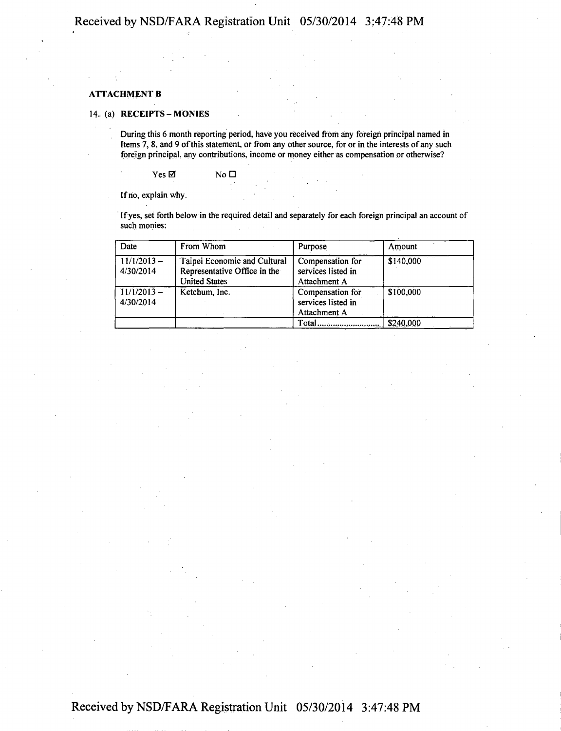**ATTACHMENT B**

14. (a) **RECEIPTS – MONIES**

During this 6 month reporting period, have you received from any foreign principal named in Items 7, 8, and 9 of this statement, or from any other source, for or in the interests of any such foreign principal, any contributions, income or money either as compensation or otherwise?

Yes ☑ No ☐

If no, explain why.

If yes, set forth below in the required detail and separately for each foreign principal an account of such monies:

| Date | From Whom | Purpose | Amount |
|---|---|---|---|
| 11/1/2013 – 4/30/2014 | Taipei Economic and Cultural Representative Office in the United States | Compensation for services listed in Attachment A | $140,000 |
| 11/1/2013 – 4/30/2014 | Ketchum, Inc. | Compensation for services listed in Attachment A | $100,000 |
| | | Total............................ | $240,000 |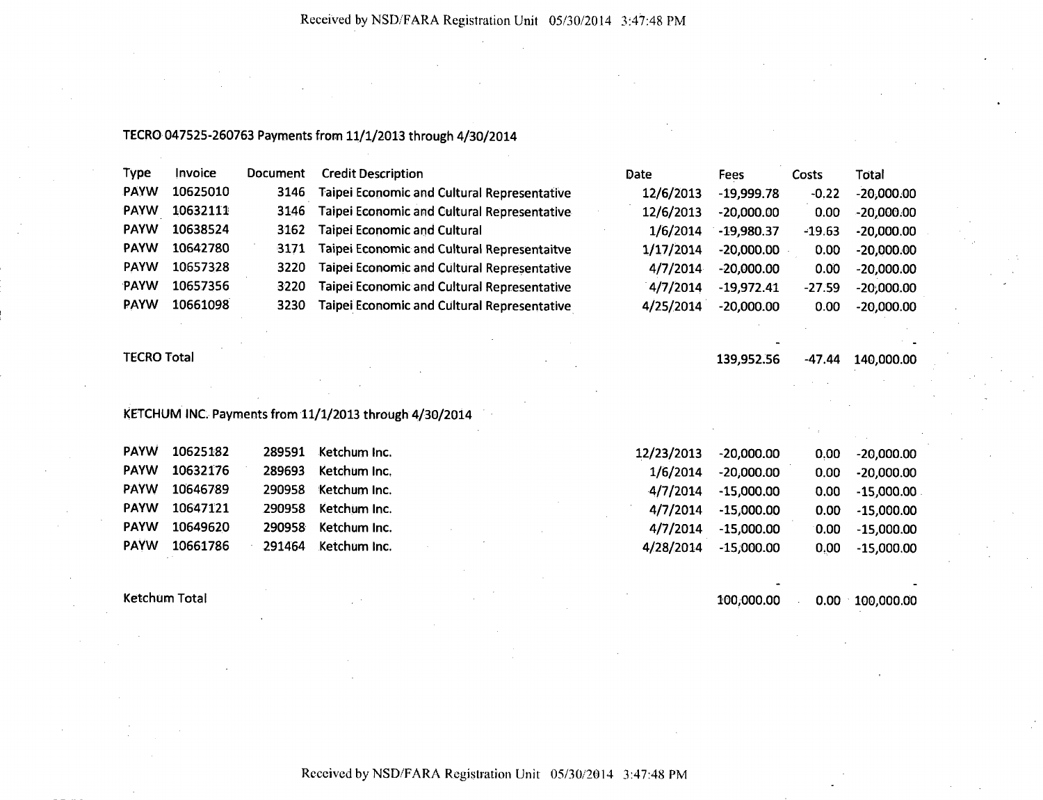TECRO 047525-260763 Payments from 11/1/2013 through 4/30/2014

| Type | Invoice | Document | Credit Description | Date | Fees | Costs | Total |
|---|---|---|---|---|---|---|---|
| PAYW | 10625010 | 3146 | Taipei Economic and Cultural Representative | 12/6/2013 | -19,999.78 | -0.22 | -20,000.00 |
| PAYW | 10632111 | 3146 | Taipei Economic and Cultural Representative | 12/6/2013 | -20,000.00 | 0.00 | -20,000.00 |
| PAYW | 10638524 | 3162 | Taipei Economic and Cultural | 1/6/2014 | -19,980.37 | -19.63 | -20,000.00 |
| PAYW | 10642780 | 3171 | Taipei Economic and Cultural Representaitve | 1/17/2014 | -20,000.00 | 0.00 | -20,000.00 |
| PAYW | 10657328 | 3220 | Taipei Economic and Cultural Representative | 4/7/2014 | -20,000.00 | 0.00 | -20,000.00 |
| PAYW | 10657356 | 3220 | Taipei Economic and Cultural Representative | 4/7/2014 | -19,972.41 | -27.59 | -20,000.00 |
| PAYW | 10661098 | 3230 | Taipei Economic and Cultural Representative | 4/25/2014 | -20,000.00 | 0.00 | -20,000.00 |
| TECRO Total | | | | | - 139,952.56 | -47.44 | - 140,000.00 |

KETCHUM INC. Payments from 11/1/2013 through 4/30/2014

| Type | Invoice | Document | Credit Description | Date | Fees | Costs | Total |
|---|---|---|---|---|---|---|---|
| PAYW | 10625182 | 289591 | Ketchum Inc. | 12/23/2013 | -20,000.00 | 0.00 | -20,000.00 |
| PAYW | 10632176 | 289693 | Ketchum Inc. | 1/6/2014 | -20,000.00 | 0.00 | -20,000.00 |
| PAYW | 10646789 | 290958 | Ketchum Inc. | 4/7/2014 | -15,000.00 | 0.00 | -15,000.00 |
| PAYW | 10647121 | 290958 | Ketchum Inc. | 4/7/2014 | -15,000.00 | 0.00 | -15,000.00 |
| PAYW | 10649620 | 290958 | Ketchum Inc. | 4/7/2014 | -15,000.00 | 0.00 | -15,000.00 |
| PAYW | 10661786 | 291464 | Ketchum Inc. | 4/28/2014 | -15,000.00 | 0.00 | -15,000.00 |
| Ketchum Total | | | | | - 100,000.00 | 0.00 | - 100,000.00 |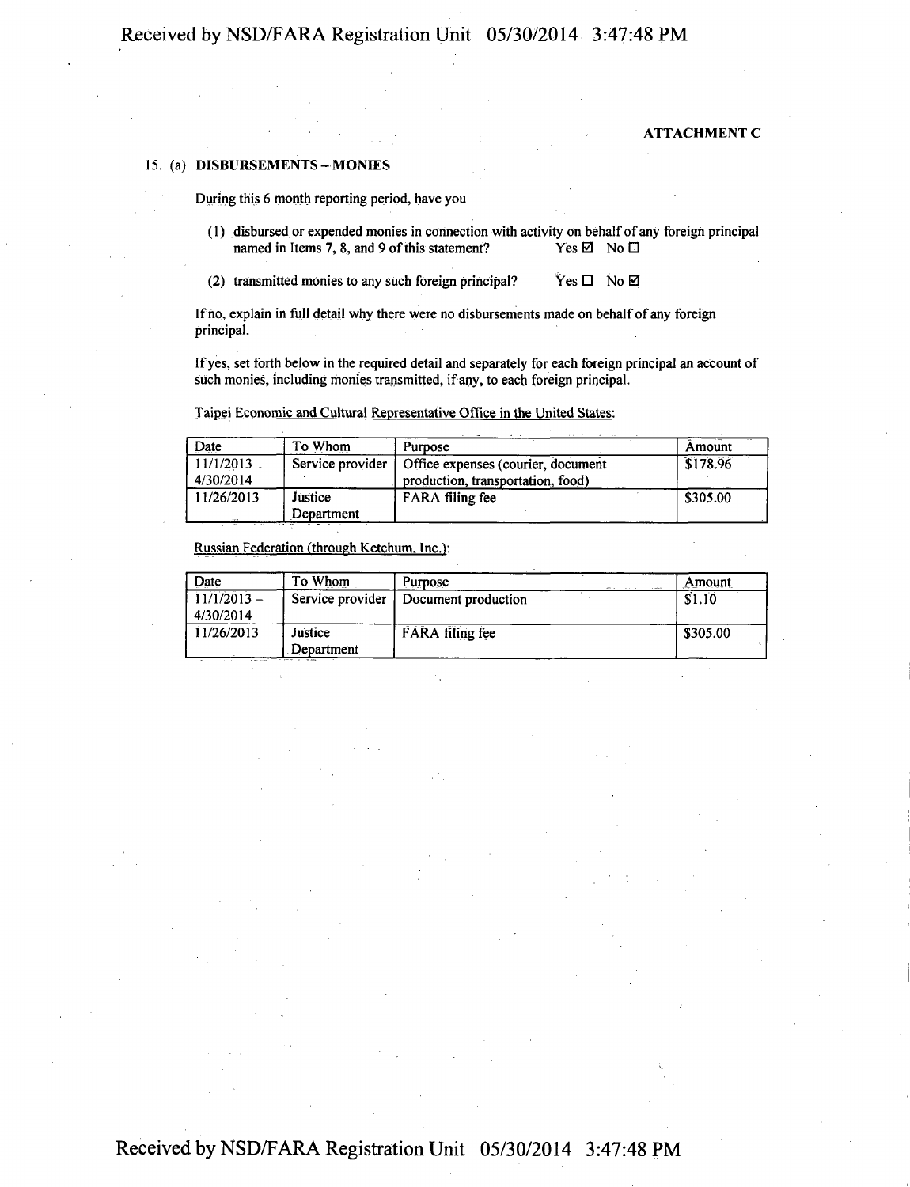**ATTACHMENT C**

15. (a) **DISBURSEMENTS – MONIES**

During this 6 month reporting period, have you

(1) disbursed or expended monies in connection with activity on behalf of any foreign principal named in Items 7, 8, and 9 of this statement? Yes ☑ No ☐

(2) transmitted monies to any such foreign principal? Yes ☐ No ☑

If no, explain in full detail why there were no disbursements made on behalf of any foreign principal.

If yes, set forth below in the required detail and separately for each foreign principal an account of such monies, including monies transmitted, if any, to each foreign principal.

Taipei Economic and Cultural Representative Office in the United States:

| Date | To Whom | Purpose | Amount |
|---|---|---|---|
| 11/1/2013 – 4/30/2014 | Service provider | Office expenses (courier, document production, transportation, food) | $178.96 |
| 11/26/2013 | Justice Department | FARA filing fee | $305.00 |

Russian Federation (through Ketchum, Inc.):

| Date | To Whom | Purpose | Amount |
|---|---|---|---|
| 11/1/2013 – 4/30/2014 | Service provider | Document production | $1.10 |
| 11/26/2013 | Justice Department | FARA filing fee | $305.00 |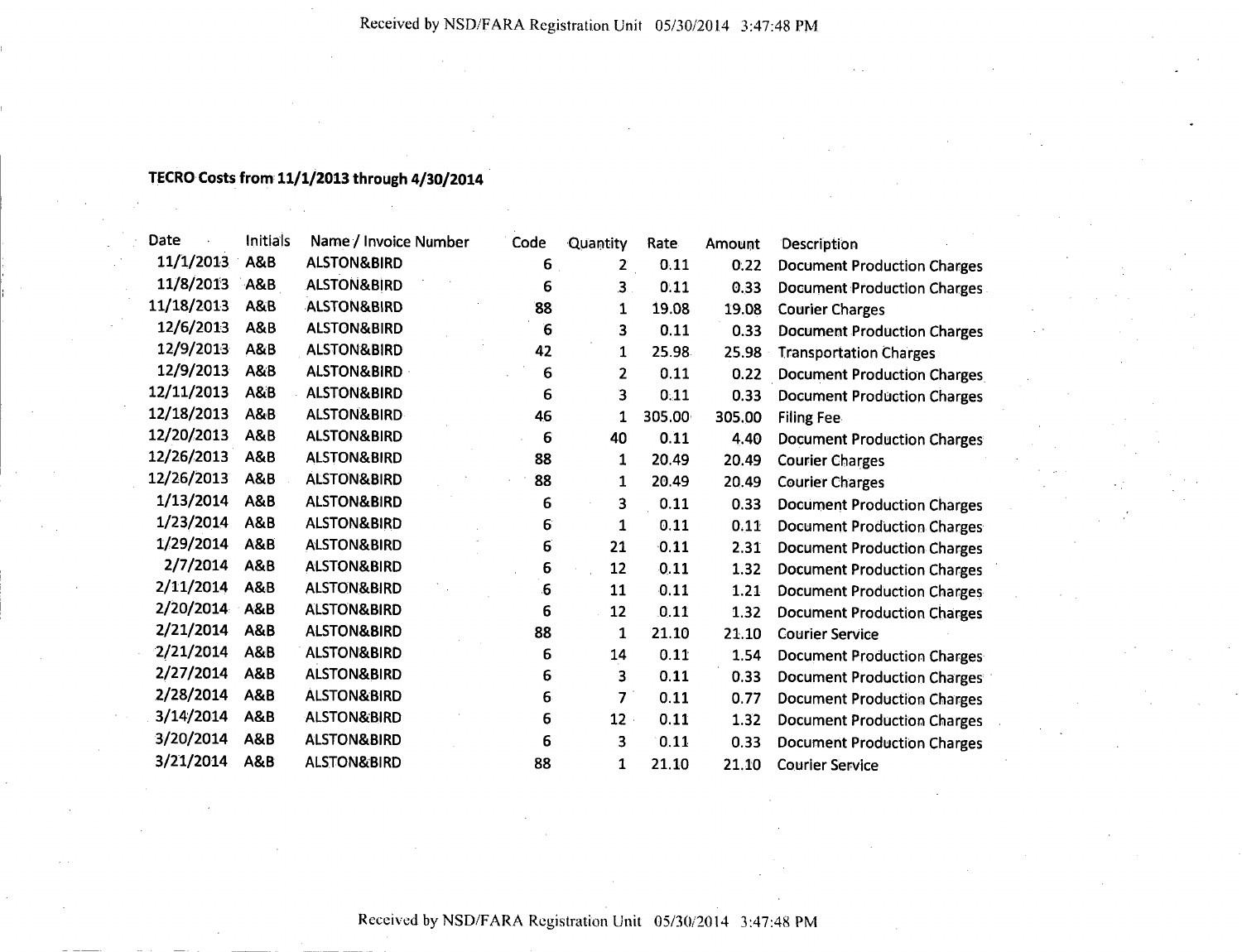**TECRO Costs from 11/1/2013 through 4/30/2014**

| Date | Initials | Name / Invoice Number | Code | Quantity | Rate | Amount | Description |
|---|---|---|---|---|---|---|---|
| 11/1/2013 | A&B | ALSTON&BIRD | 6 | 2 | 0.11 | 0.22 | Document Production Charges |
| 11/8/2013 | A&B | ALSTON&BIRD | 6 | 3 | 0.11 | 0.33 | Document Production Charges |
| 11/18/2013 | A&B | ALSTON&BIRD | 88 | 1 | 19.08 | 19.08 | Courier Charges |
| 12/6/2013 | A&B | ALSTON&BIRD | 6 | 3 | 0.11 | 0.33 | Document Production Charges |
| 12/9/2013 | A&B | ALSTON&BIRD | 42 | 1 | 25.98 | 25.98 | Transportation Charges |
| 12/9/2013 | A&B | ALSTON&BIRD | 6 | 2 | 0.11 | 0.22 | Document Production Charges |
| 12/11/2013 | A&B | ALSTON&BIRD | 6 | 3 | 0.11 | 0.33 | Document Production Charges |
| 12/18/2013 | A&B | ALSTON&BIRD | 46 | 1 | 305.00 | 305.00 | Filing Fee |
| 12/20/2013 | A&B | ALSTON&BIRD | 6 | 40 | 0.11 | 4.40 | Document Production Charges |
| 12/26/2013 | A&B | ALSTON&BIRD | 88 | 1 | 20.49 | 20.49 | Courier Charges |
| 12/26/2013 | A&B | ALSTON&BIRD | 88 | 1 | 20.49 | 20.49 | Courier Charges |
| 1/13/2014 | A&B | ALSTON&BIRD | 6 | 3 | 0.11 | 0.33 | Document Production Charges |
| 1/23/2014 | A&B | ALSTON&BIRD | 6 | 1 | 0.11 | 0.11 | Document Production Charges |
| 1/29/2014 | A&B | ALSTON&BIRD | 6 | 21 | 0.11 | 2.31 | Document Production Charges |
| 2/7/2014 | A&B | ALSTON&BIRD | 6 | 12 | 0.11 | 1.32 | Document Production Charges |
| 2/11/2014 | A&B | ALSTON&BIRD | 6 | 11 | 0.11 | 1.21 | Document Production Charges |
| 2/20/2014 | A&B | ALSTON&BIRD | 6 | 12 | 0.11 | 1.32 | Document Production Charges |
| 2/21/2014 | A&B | ALSTON&BIRD | 88 | 1 | 21.10 | 21.10 | Courier Service |
| 2/21/2014 | A&B | ALSTON&BIRD | 6 | 14 | 0.11 | 1.54 | Document Production Charges |
| 2/27/2014 | A&B | ALSTON&BIRD | 6 | 3 | 0.11 | 0.33 | Document Production Charges |
| 2/28/2014 | A&B | ALSTON&BIRD | 6 | 7 | 0.11 | 0.77 | Document Production Charges |
| 3/14/2014 | A&B | ALSTON&BIRD | 6 | 12 | 0.11 | 1.32 | Document Production Charges |
| 3/20/2014 | A&B | ALSTON&BIRD | 6 | 3 | 0.11 | 0.33 | Document Production Charges |
| 3/21/2014 | A&B | ALSTON&BIRD | 88 | 1 | 21.10 | 21.10 | Courier Service |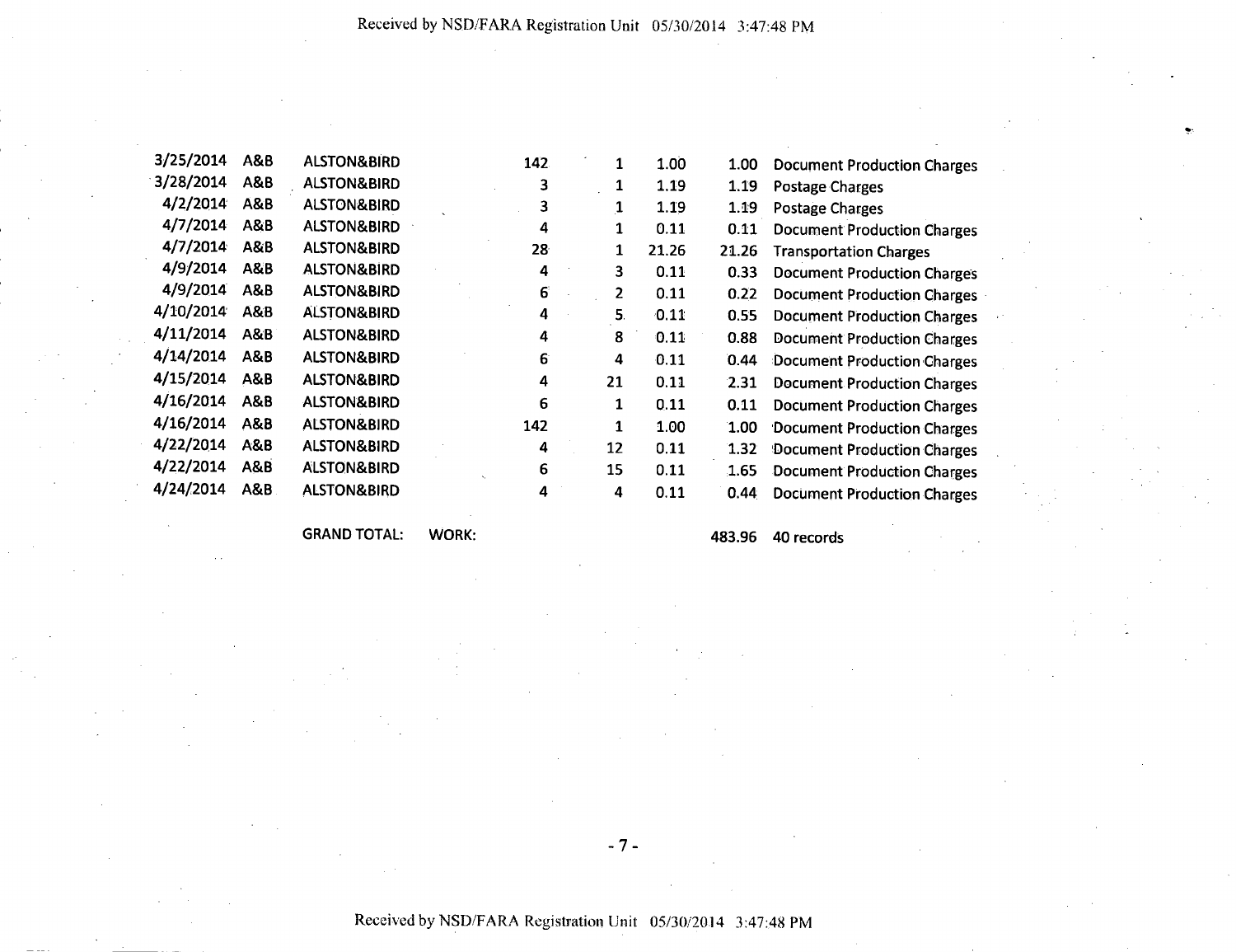| | | | | | | | | |
|---|---|---|---|---|---|---|---|---|
| 3/25/2014 | A&B | ALSTON&BIRD | | 142 | 1 | 1.00 | 1.00 | Document Production Charges |
| 3/28/2014 | A&B | ALSTON&BIRD | | 3 | 1 | 1.19 | 1.19 | Postage Charges |
| 4/2/2014 | A&B | ALSTON&BIRD | | 3 | 1 | 1.19 | 1.19 | Postage Charges |
| 4/7/2014 | A&B | ALSTON&BIRD | | 4 | 1 | 0.11 | 0.11 | Document Production Charges |
| 4/7/2014 | A&B | ALSTON&BIRD | | 28 | 1 | 21.26 | 21.26 | Transportation Charges |
| 4/9/2014 | A&B | ALSTON&BIRD | | 4 | 3 | 0.11 | 0.33 | Document Production Charges |
| 4/9/2014 | A&B | ALSTON&BIRD | | 6 | 2 | 0.11 | 0.22 | Document Production Charges |
| 4/10/2014 | A&B | ALSTON&BIRD | | 4 | 5 | 0.11 | 0.55 | Document Production Charges |
| 4/11/2014 | A&B | ALSTON&BIRD | | 4 | 8 | 0.11 | 0.88 | Document Production Charges |
| 4/14/2014 | A&B | ALSTON&BIRD | | 6 | 4 | 0.11 | 0.44 | Document Production Charges |
| 4/15/2014 | A&B | ALSTON&BIRD | | 4 | 21 | 0.11 | 2.31 | Document Production Charges |
| 4/16/2014 | A&B | ALSTON&BIRD | | 6 | 1 | 0.11 | 0.11 | Document Production Charges |
| 4/16/2014 | A&B | ALSTON&BIRD | | 142 | 1 | 1.00 | 1.00 | Document Production Charges |
| 4/22/2014 | A&B | ALSTON&BIRD | | 4 | 12 | 0.11 | 1.32 | Document Production Charges |
| 4/22/2014 | A&B | ALSTON&BIRD | | 6 | 15 | 0.11 | 1.65 | Document Production Charges |
| 4/24/2014 | A&B | ALSTON&BIRD | | 4 | 4 | 0.11 | 0.44 | Document Production Charges |
| | | GRAND TOTAL: | WORK: | | | | 483.96 | 40 records |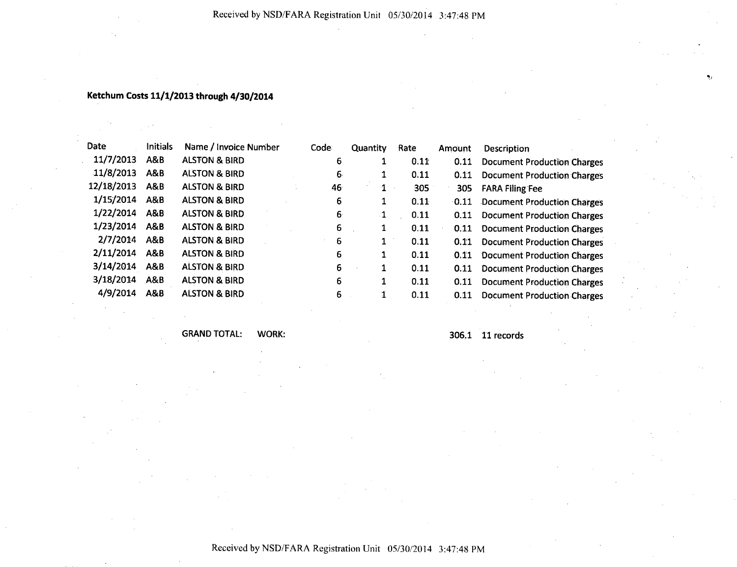**Ketchum Costs 11/1/2013 through 4/30/2014**

| Date | Initials | Name / Invoice Number | Code | Quantity | Rate | Amount | Description |
|---|---|---|---|---|---|---|---|
| 11/7/2013 | A&B | ALSTON & BIRD | 6 | 1 | 0.11 | 0.11 | Document Production Charges |
| 11/8/2013 | A&B | ALSTON & BIRD | 6 | 1 | 0.11 | 0.11 | Document Production Charges |
| 12/18/2013 | A&B | ALSTON & BIRD | 46 | 1 | 305 | 305 | FARA Filing Fee |
| 1/15/2014 | A&B | ALSTON & BIRD | 6 | 1 | 0.11 | 0.11 | Document Production Charges |
| 1/22/2014 | A&B | ALSTON & BIRD | 6 | 1 | 0.11 | 0.11 | Document Production Charges |
| 1/23/2014 | A&B | ALSTON & BIRD | 6 | 1 | 0.11 | 0.11 | Document Production Charges |
| 2/7/2014 | A&B | ALSTON & BIRD | 6 | 1 | 0.11 | 0.11 | Document Production Charges |
| 2/11/2014 | A&B | ALSTON & BIRD | 6 | 1 | 0.11 | 0.11 | Document Production Charges |
| 3/14/2014 | A&B | ALSTON & BIRD | 6 | 1 | 0.11 | 0.11 | Document Production Charges |
| 3/18/2014 | A&B | ALSTON & BIRD | 6 | 1 | 0.11 | 0.11 | Document Production Charges |
| 4/9/2014 | A&B | ALSTON & BIRD | 6 | 1 | 0.11 | 0.11 | Document Production Charges |
| | | GRAND TOTAL: WORK: | | | | 306.1 | 11 records |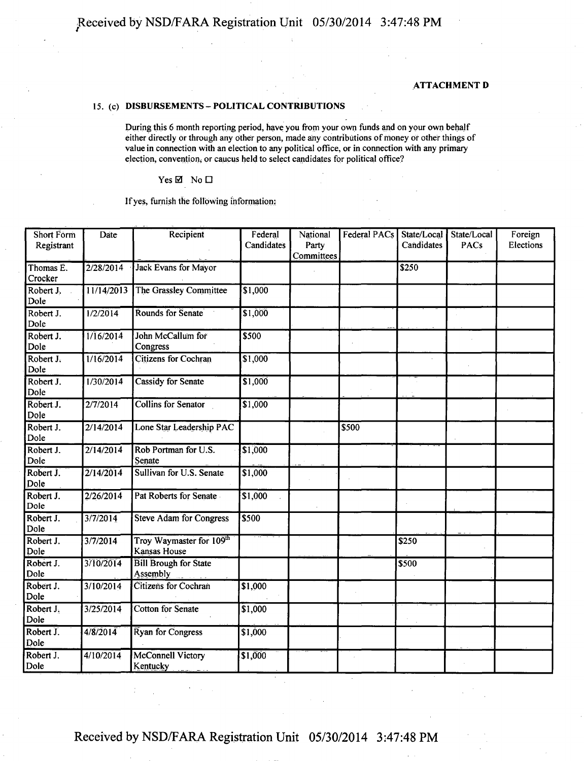**ATTACHMENT D**

15. (c) **DISBURSEMENTS – POLITICAL CONTRIBUTIONS**

During this 6 month reporting period, have you from your own funds and on your own behalf either directly or through any other person, made any contributions of money or other things of value in connection with an election to any political office, or in connection with any primary election, convention, or caucus held to select candidates for political office?

Yes ☑ No ☐

If yes, furnish the following information:

| Short Form Registrant | Date | Recipient | Federal Candidates | National Party Committees | Federal PACs | State/Local Candidates | State/Local PACs | Foreign Elections |
|---|---|---|---|---|---|---|---|---|
| Thomas E. Crocker | 2/28/2014 | Jack Evans for Mayor | | | | $250 | | |
| Robert J. Dole | 11/14/2013 | The Grassley Committee | $1,000 | | | | | |
| Robert J. Dole | 1/2/2014 | Rounds for Senate | $1,000 | | | | | |
| Robert J. Dole | 1/16/2014 | John McCallum for Congress | $500 | | | | | |
| Robert J. Dole | 1/16/2014 | Citizens for Cochran | $1,000 | | | | | |
| Robert J. Dole | 1/30/2014 | Cassidy for Senate | $1,000 | | | | | |
| Robert J. Dole | 2/7/2014 | Collins for Senator | $1,000 | | | | | |
| Robert J. Dole | 2/14/2014 | Lone Star Leadership PAC | | | $500 | | | |
| Robert J. Dole | 2/14/2014 | Rob Portman for U.S. Senate | $1,000 | | | | | |
| Robert J. Dole | 2/14/2014 | Sullivan for U.S. Senate | $1,000 | | | | | |
| Robert J. Dole | 2/26/2014 | Pat Roberts for Senate | $1,000 | | | | | |
| Robert J. Dole | 3/7/2014 | Steve Adam for Congress | $500 | | | | | |
| Robert J. Dole | 3/7/2014 | Troy Waymaster for 109th Kansas House | | | | $250 | | |
| Robert J. Dole | 3/10/2014 | Bill Brough for State Assembly | | | | $500 | | |
| Robert J. Dole | 3/10/2014 | Citizens for Cochran | $1,000 | | | | | |
| Robert J. Dole | 3/25/2014 | Cotton for Senate | $1,000 | | | | | |
| Robert J. Dole | 4/8/2014 | Ryan for Congress | $1,000 | | | | | |
| Robert J. Dole | 4/10/2014 | McConnell Victory Kentucky | $1,000 | | | | | |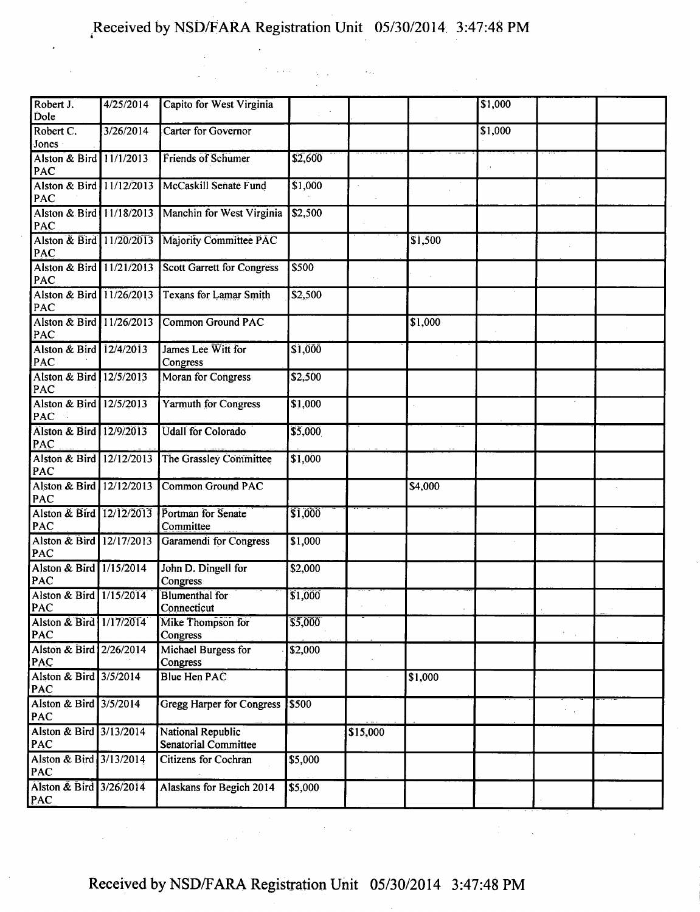| | | | | | | | | |
|---|---|---|---|---|---|---|---|---|
| Robert J. Dole | 4/25/2014 | Capito for West Virginia | | | | $1,000 | | |
| Robert C. Jones | 3/26/2014 | Carter for Governor | | | | $1,000 | | |
| Alston & Bird PAC | 11/1/2013 | Friends of Schumer | $2,600 | | | | | |
| Alston & Bird PAC | 11/12/2013 | McCaskill Senate Fund | $1,000 | | | | | |
| Alston & Bird PAC | 11/18/2013 | Manchin for West Virginia | $2,500 | | | | | |
| Alston & Bird PAC | 11/20/2013 | Majority Committee PAC | | | $1,500 | | | |
| Alston & Bird PAC | 11/21/2013 | Scott Garrett for Congress | $500 | | | | | |
| Alston & Bird PAC | 11/26/2013 | Texans for Lamar Smith | $2,500 | | | | | |
| Alston & Bird PAC | 11/26/2013 | Common Ground PAC | | | $1,000 | | | |
| Alston & Bird PAC | 12/4/2013 | James Lee Witt for Congress | $1,000 | | | | | |
| Alston & Bird PAC | 12/5/2013 | Moran for Congress | $2,500 | | | | | |
| Alston & Bird PAC | 12/5/2013 | Yarmuth for Congress | $1,000 | | | | | |
| Alston & Bird PAC | 12/9/2013 | Udall for Colorado | $5,000 | | | | | |
| Alston & Bird PAC | 12/12/2013 | The Grassley Committee | $1,000 | | | | | |
| Alston & Bird PAC | 12/12/2013 | Common Ground PAC | | | $4,000 | | | |
| Alston & Bird PAC | 12/12/2013 | Portman for Senate Committee | $1,000 | | | | | |
| Alston & Bird PAC | 12/17/2013 | Garamendi for Congress | $1,000 | | | | | |
| Alston & Bird PAC | 1/15/2014 | John D. Dingell for Congress | $2,000 | | | | | |
| Alston & Bird PAC | 1/15/2014 | Blumenthal for Connecticut | $1,000 | | | | | |
| Alston & Bird PAC | 1/17/2014 | Mike Thompson for Congress | $5,000 | | | | | |
| Alston & Bird PAC | 2/26/2014 | Michael Burgess for Congress | $2,000 | | | | | |
| Alston & Bird PAC | 3/5/2014 | Blue Hen PAC | | | $1,000 | | | |
| Alston & Bird PAC | 3/5/2014 | Gregg Harper for Congress | $500 | | | | | |
| Alston & Bird PAC | 3/13/2014 | National Republic Senatorial Committee | | $15,000 | | | | |
| Alston & Bird PAC | 3/13/2014 | Citizens for Cochran | $5,000 | | | | | |
| Alston & Bird PAC | 3/26/2014 | Alaskans for Begich 2014 | $5,000 | | | | | |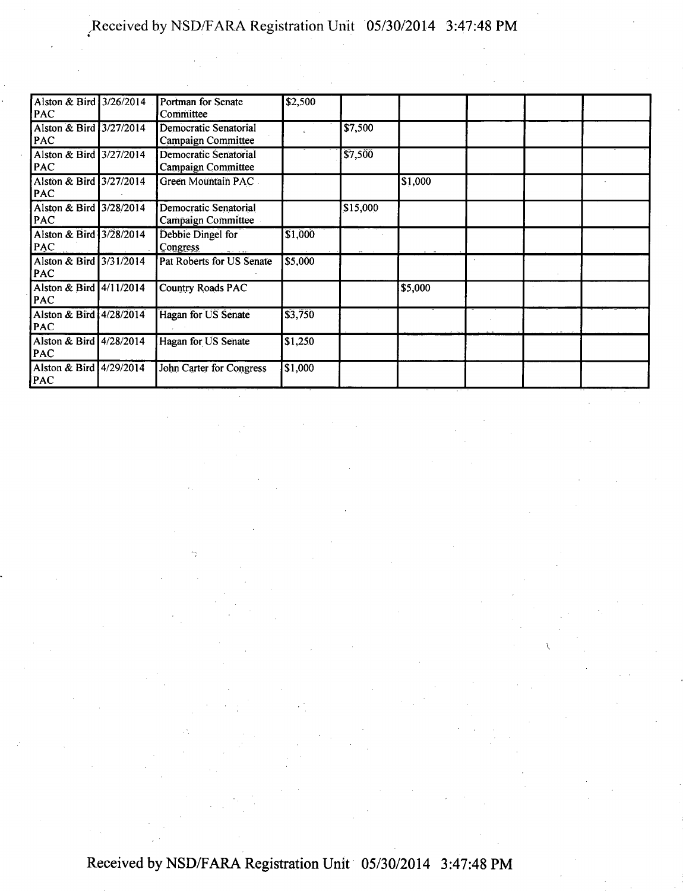| | | | | | | | | |
|---|---|---|---|---|---|---|---|---|
| Alston & Bird PAC | 3/26/2014 | Portman for Senate Committee | $2,500 | | | | | |
| Alston & Bird PAC | 3/27/2014 | Democratic Senatorial Campaign Committee | | $7,500 | | | | |
| Alston & Bird PAC | 3/27/2014 | Democratic Senatorial Campaign Committee | | $7,500 | | | | |
| Alston & Bird PAC | 3/27/2014 | Green Mountain PAC | | | $1,000 | | | |
| Alston & Bird PAC | 3/28/2014 | Democratic Senatorial Campaign Committee | | $15,000 | | | | |
| Alston & Bird PAC | 3/28/2014 | Debbie Dingel for Congress | $1,000 | | | | | |
| Alston & Bird PAC | 3/31/2014 | Pat Roberts for US Senate | $5,000 | | | | | |
| Alston & Bird PAC | 4/11/2014 | Country Roads PAC | | | $5,000 | | | |
| Alston & Bird PAC | 4/28/2014 | Hagan for US Senate | $3,750 | | | | | |
| Alston & Bird PAC | 4/28/2014 | Hagan for US Senate | $1,250 | | | | | |
| Alston & Bird PAC | 4/29/2014 | John Carter for Congress | $1,000 | | | | | |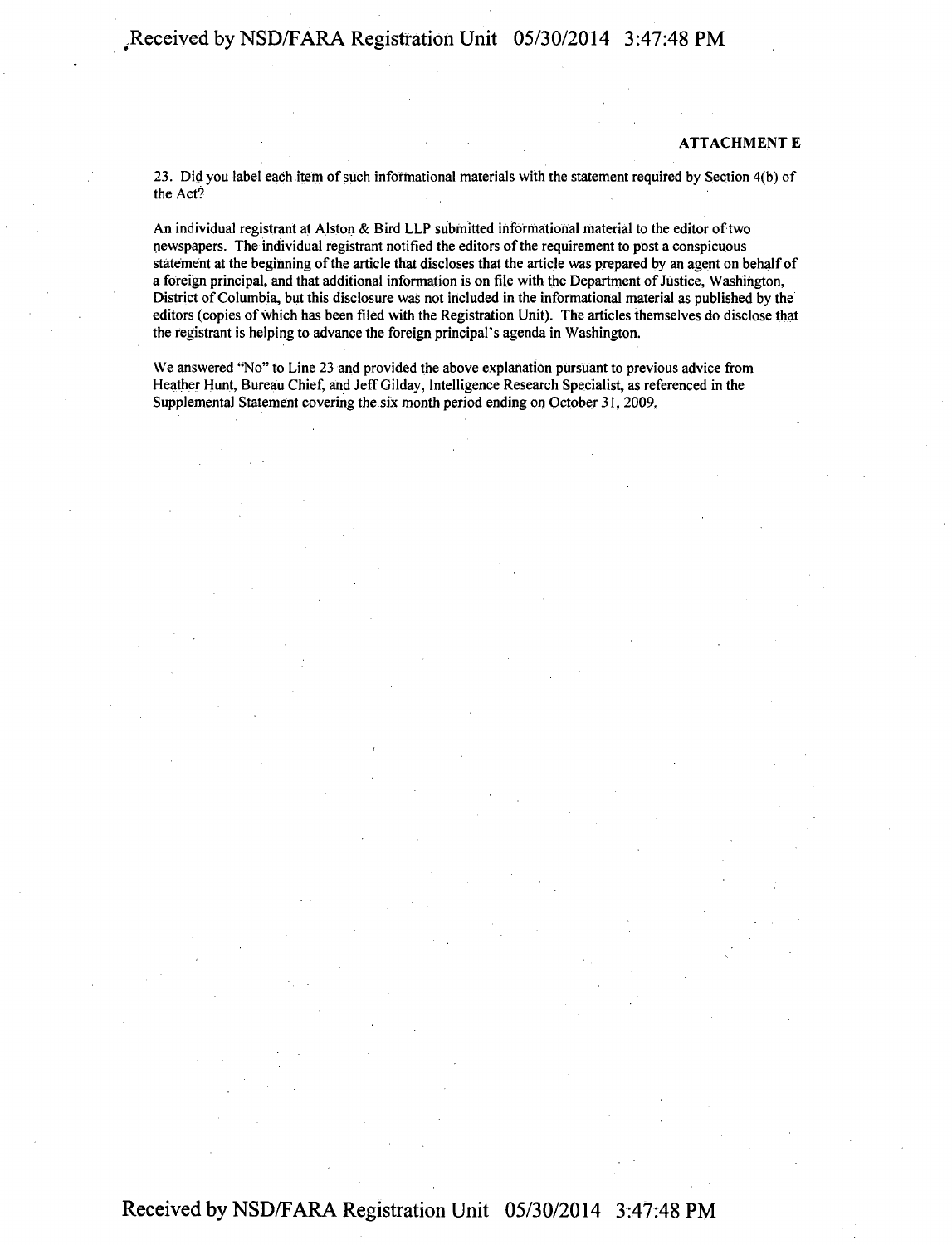**ATTACHMENT E**

23. Did you label each item of such informational materials with the statement required by Section 4(b) of the Act?

An individual registrant at Alston & Bird LLP submitted informational material to the editor of two newspapers. The individual registrant notified the editors of the requirement to post a conspicuous statement at the beginning of the article that discloses that the article was prepared by an agent on behalf of a foreign principal, and that additional information is on file with the Department of Justice, Washington, District of Columbia, but this disclosure was not included in the informational material as published by the editors (copies of which has been filed with the Registration Unit). The articles themselves do disclose that the registrant is helping to advance the foreign principal's agenda in Washington.

We answered "No" to Line 23 and provided the above explanation pursuant to previous advice from Heather Hunt, Bureau Chief, and Jeff Gilday, Intelligence Research Specialist, as referenced in the Supplemental Statement covering the six month period ending on October 31, 2009.